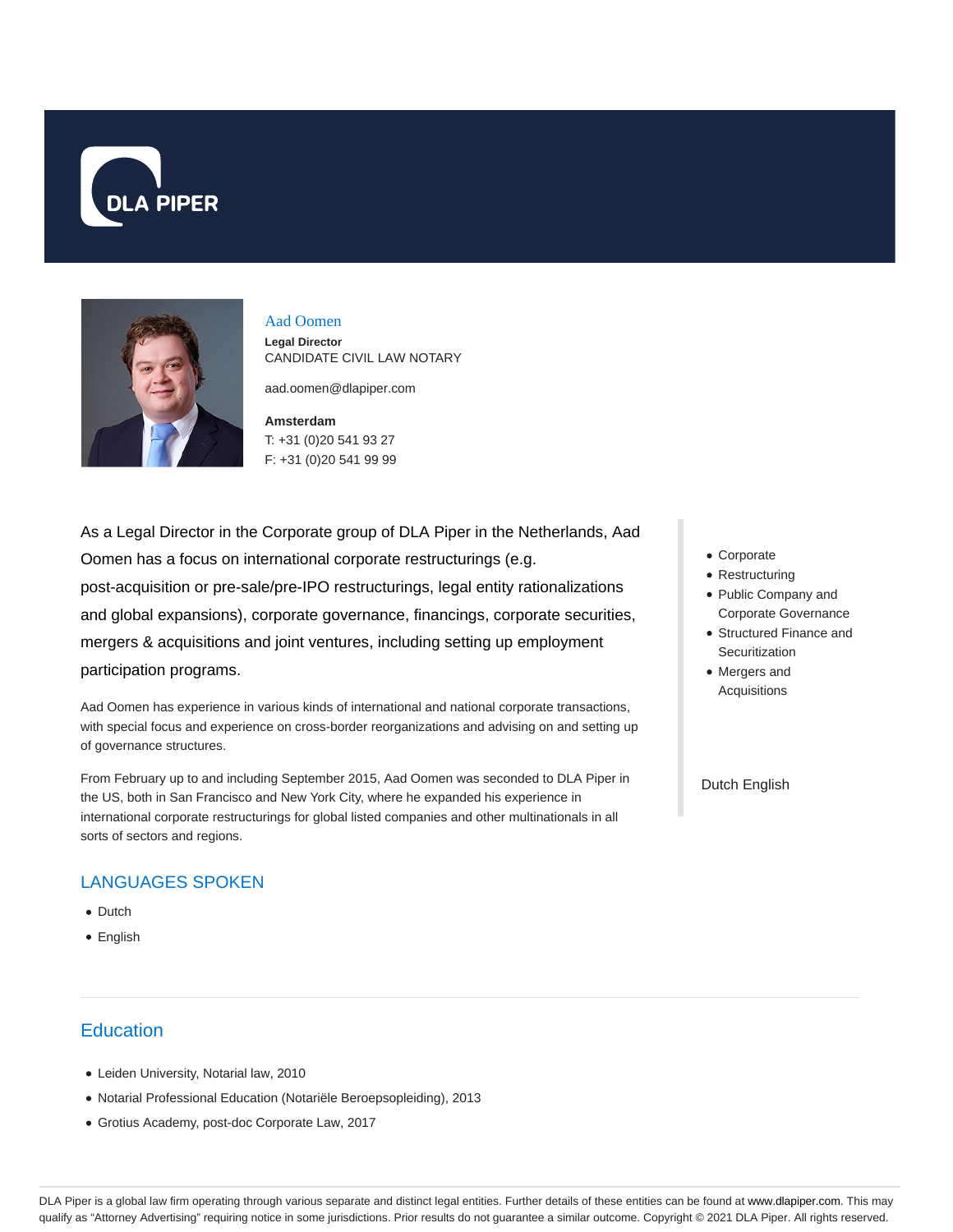# Aad Oomen

**Legal Director**
CANDIDATE CIVIL LAW NOTARY

aad.oomen@dlapiper.com

**Amsterdam**
T: +31 (0)20 541 93 27
F: +31 (0)20 541 99 99

As a Legal Director in the Corporate group of DLA Piper in the Netherlands, Aad Oomen has a focus on international corporate restructurings (e.g. post-acquisition or pre-sale/pre-IPO restructurings, legal entity rationalizations and global expansions), corporate governance, financings, corporate securities, mergers & acquisitions and joint ventures, including setting up employment participation programs.

Aad Oomen has experience in various kinds of international and national corporate transactions, with special focus and experience on cross-border reorganizations and advising on and setting up of governance structures.

From February up to and including September 2015, Aad Oomen was seconded to DLA Piper in the US, both in San Francisco and New York City, where he expanded his experience in international corporate restructurings for global listed companies and other multinationals in all sorts of sectors and regions.

- Corporate
- Restructuring
- Public Company and Corporate Governance
- Structured Finance and Securitization
- Mergers and Acquisitions

Dutch English

## LANGUAGES SPOKEN

- Dutch
- English

## Education

- Leiden University, Notarial law, 2010
- Notarial Professional Education (Notariële Beroepsopleiding), 2013
- Grotius Academy, post-doc Corporate Law, 2017

DLA Piper is a global law firm operating through various separate and distinct legal entities. Further details of these entities can be found at www.dlapiper.com. This may qualify as "Attorney Advertising" requiring notice in some jurisdictions. Prior results do not guarantee a similar outcome. Copyright © 2021 DLA Piper. All rights reserved.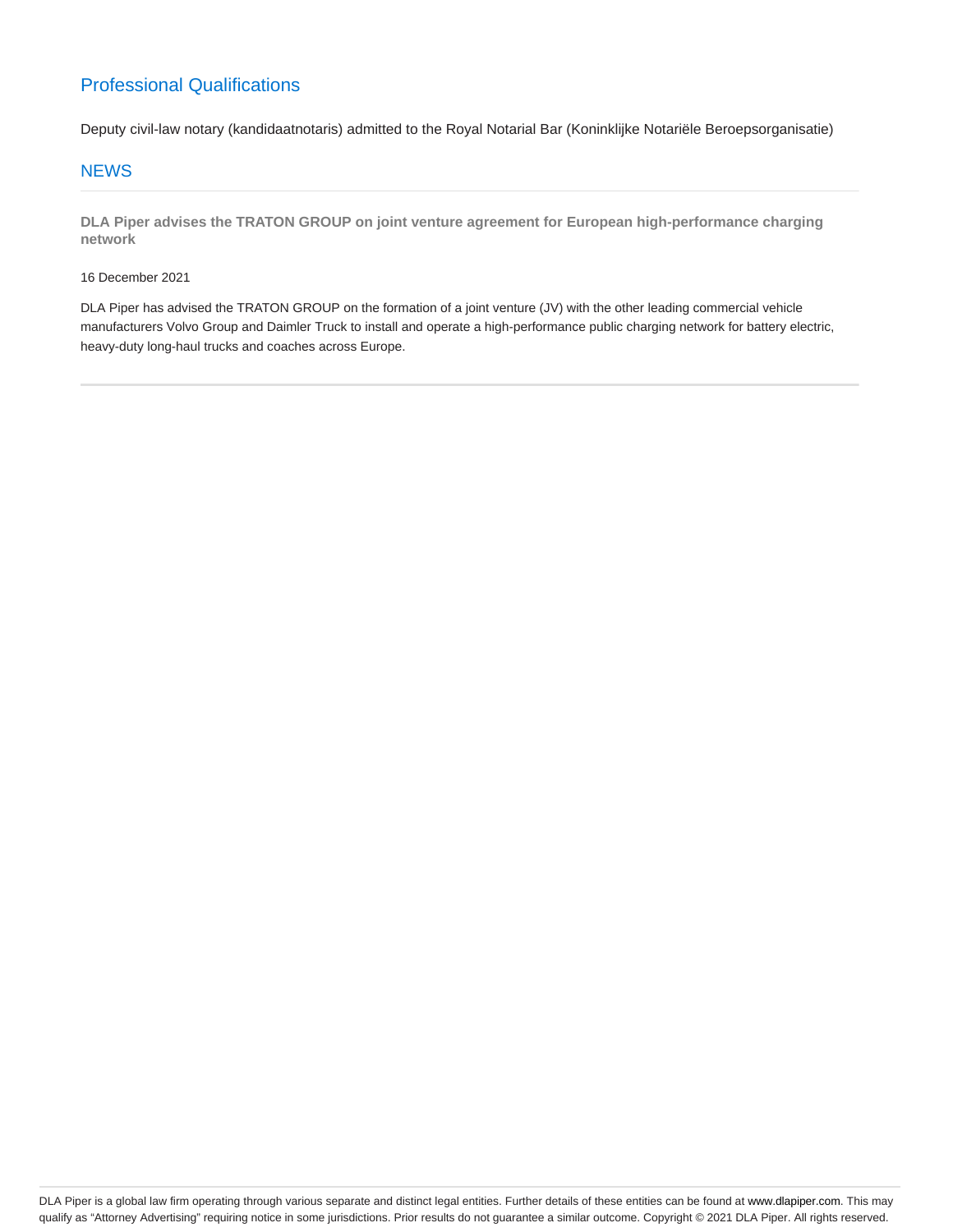## Professional Qualifications

Deputy civil-law notary (kandidaatnotaris) admitted to the Royal Notarial Bar (Koninklijke Notariële Beroepsorganisatie)

## NEWS

**DLA Piper advises the TRATON GROUP on joint venture agreement for European high-performance charging network**

16 December 2021

DLA Piper has advised the TRATON GROUP on the formation of a joint venture (JV) with the other leading commercial vehicle manufacturers Volvo Group and Daimler Truck to install and operate a high-performance public charging network for battery electric, heavy-duty long-haul trucks and coaches across Europe.

DLA Piper is a global law firm operating through various separate and distinct legal entities. Further details of these entities can be found at www.dlapiper.com. This may qualify as "Attorney Advertising" requiring notice in some jurisdictions. Prior results do not guarantee a similar outcome. Copyright © 2021 DLA Piper. All rights reserved.